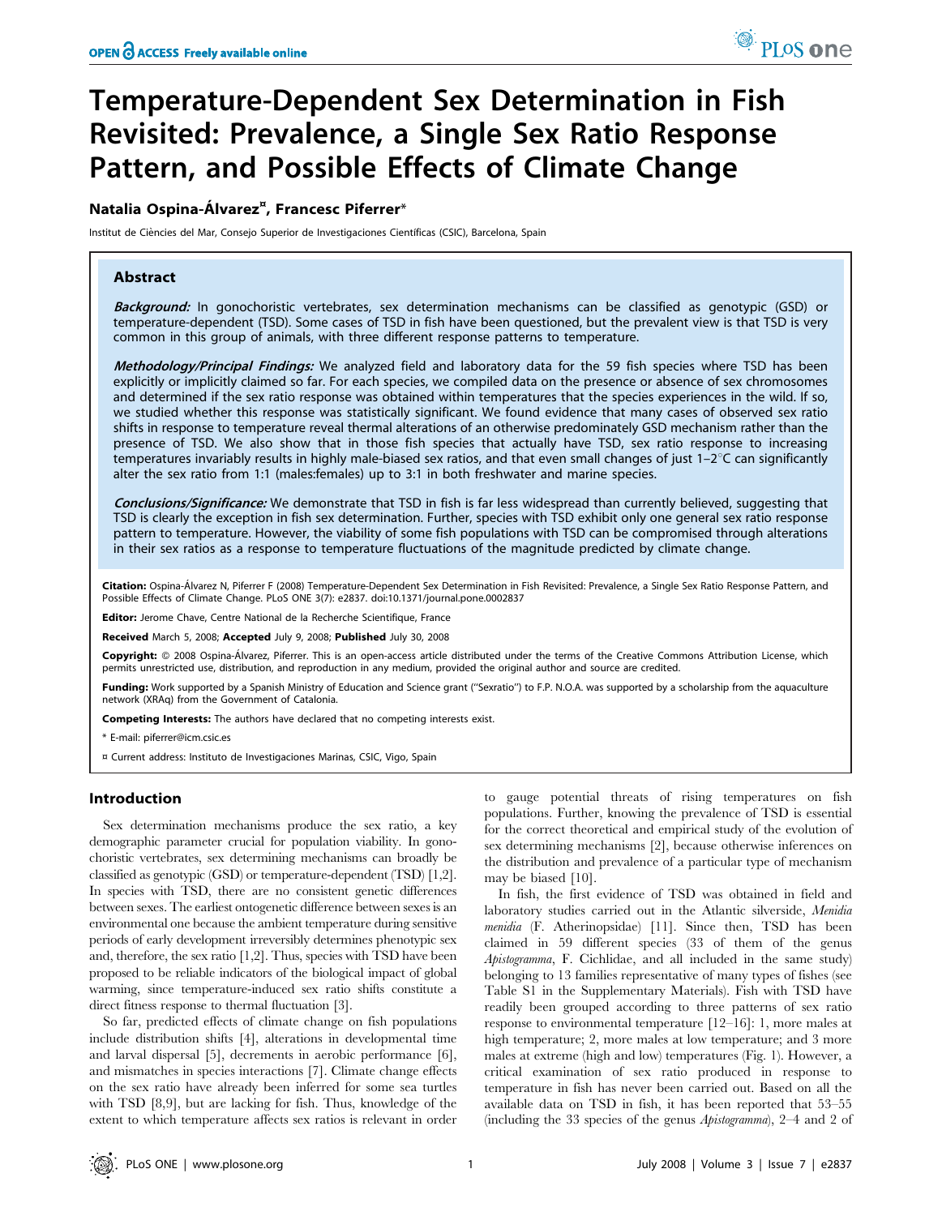# Temperature-Dependent Sex Determination in Fish Revisited: Prevalence, a Single Sex Ratio Response Pattern, and Possible Effects of Climate Change

**Natalia Ospina-Álvarez[¤], Francesc Piferrer[*]**

Institut de Ciències del Mar, Consejo Superior de Investigaciones Científicas (CSIC), Barcelona, Spain

## Abstract

***Background:*** In gonochoristic vertebrates, sex determination mechanisms can be classified as genotypic (GSD) or temperature-dependent (TSD). Some cases of TSD in fish have been questioned, but the prevalent view is that TSD is very common in this group of animals, with three different response patterns to temperature.

***Methodology/Principal Findings:*** We analyzed field and laboratory data for the 59 fish species where TSD has been explicitly or implicitly claimed so far. For each species, we compiled data on the presence or absence of sex chromosomes and determined if the sex ratio response was obtained within temperatures that the species experiences in the wild. If so, we studied whether this response was statistically significant. We found evidence that many cases of observed sex ratio shifts in response to temperature reveal thermal alterations of an otherwise predominately GSD mechanism rather than the presence of TSD. We also show that in those fish species that actually have TSD, sex ratio response to increasing temperatures invariably results in highly male-biased sex ratios, and that even small changes of just 1–2°C can significantly alter the sex ratio from 1:1 (males:females) up to 3:1 in both freshwater and marine species.

***Conclusions/Significance:*** We demonstrate that TSD in fish is far less widespread than currently believed, suggesting that TSD is clearly the exception in fish sex determination. Further, species with TSD exhibit only one general sex ratio response pattern to temperature. However, the viability of some fish populations with TSD can be compromised through alterations in their sex ratios as a response to temperature fluctuations of the magnitude predicted by climate change.

**Citation:** Ospina-Álvarez N, Piferrer F (2008) Temperature-Dependent Sex Determination in Fish Revisited: Prevalence, a Single Sex Ratio Response Pattern, and Possible Effects of Climate Change. PLoS ONE 3(7): e2837. doi:10.1371/journal.pone.0002837

**Editor:** Jerome Chave, Centre National de la Recherche Scientifique, France

**Received** March 5, 2008; **Accepted** July 9, 2008; **Published** July 30, 2008

**Copyright:** © 2008 Ospina-Álvarez, Piferrer. This is an open-access article distributed under the terms of the Creative Commons Attribution License, which permits unrestricted use, distribution, and reproduction in any medium, provided the original author and source are credited.

**Funding:** Work supported by a Spanish Ministry of Education and Science grant ("Sexratio") to F.P. N.O.A. was supported by a scholarship from the aquaculture network (XRAq) from the Government of Catalonia.

**Competing Interests:** The authors have declared that no competing interests exist.

\* E-mail: piferrer@icm.csic.es

¤ Current address: Instituto de Investigaciones Marinas, CSIC, Vigo, Spain

## Introduction

Sex determination mechanisms produce the sex ratio, a key demographic parameter crucial for population viability. In gonochoristic vertebrates, sex determining mechanisms can broadly be classified as genotypic (GSD) or temperature-dependent (TSD) [1,2]. In species with TSD, there are no consistent genetic differences between sexes. The earliest ontogenetic difference between sexes is an environmental one because the ambient temperature during sensitive periods of early development irreversibly determines phenotypic sex and, therefore, the sex ratio [1,2]. Thus, species with TSD have been proposed to be reliable indicators of the biological impact of global warming, since temperature-induced sex ratio shifts constitute a direct fitness response to thermal fluctuation [3].

So far, predicted effects of climate change on fish populations include distribution shifts [4], alterations in developmental time and larval dispersal [5], decrements in aerobic performance [6], and mismatches in species interactions [7]. Climate change effects on the sex ratio have already been inferred for some sea turtles with TSD [8,9], but are lacking for fish. Thus, knowledge of the extent to which temperature affects sex ratios is relevant in order to gauge potential threats of rising temperatures on fish populations. Further, knowing the prevalence of TSD is essential for the correct theoretical and empirical study of the evolution of sex determining mechanisms [2], because otherwise inferences on the distribution and prevalence of a particular type of mechanism may be biased [10].

In fish, the first evidence of TSD was obtained in field and laboratory studies carried out in the Atlantic silverside, *Menidia menidia* (F. Atherinopsidae) [11]. Since then, TSD has been claimed in 59 different species (33 of them of the genus *Apistogramma*, F. Cichlidae, and all included in the same study) belonging to 13 families representative of many types of fishes (see Table S1 in the Supplementary Materials). Fish with TSD have readily been grouped according to three patterns of sex ratio response to environmental temperature [12–16]: 1, more males at high temperature; 2, more males at low temperature; and 3 more males at extreme (high and low) temperatures (Fig. 1). However, a critical examination of sex ratio produced in response to temperature in fish has never been carried out. Based on all the available data on TSD in fish, it has been reported that 53–55 (including the 33 species of the genus *Apistogramma*), 2–4 and 2 of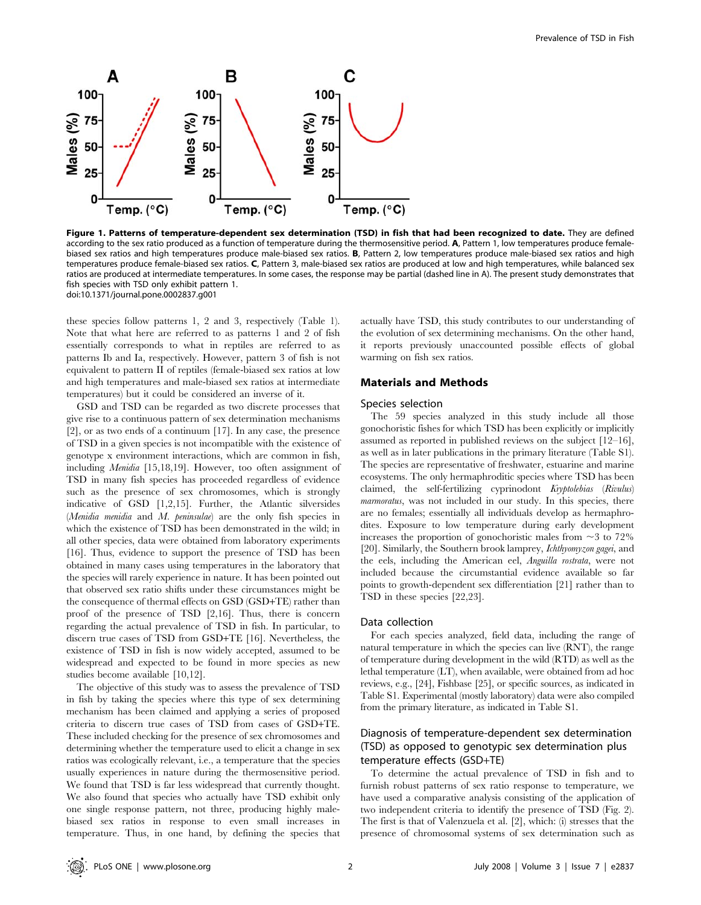**Figure 1. Patterns of temperature-dependent sex determination (TSD) in fish that had been recognized to date.** They are defined according to the sex ratio produced as a function of temperature during the thermosensitive period. **A**, Pattern 1, low temperatures produce female-biased sex ratios and high temperatures produce male-biased sex ratios. **B**, Pattern 2, low temperatures produce male-biased sex ratios and high temperatures produce female-biased sex ratios. **C**, Pattern 3, male-biased sex ratios are produced at low and high temperatures, while balanced sex ratios are produced at intermediate temperatures. In some cases, the response may be partial (dashed line in A). The present study demonstrates that fish species with TSD only exhibit pattern 1.
doi:10.1371/journal.pone.0002837.g001

these species follow patterns 1, 2 and 3, respectively (Table 1). Note that what here are referred to as patterns 1 and 2 of fish essentially corresponds to what in reptiles are referred to as patterns Ib and Ia, respectively. However, pattern 3 of fish is not equivalent to pattern II of reptiles (female-biased sex ratios at low and high temperatures and male-biased sex ratios at intermediate temperatures) but it could be considered an inverse of it.

GSD and TSD can be regarded as two discrete processes that give rise to a continuous pattern of sex determination mechanisms [2], or as two ends of a continuum [17]. In any case, the presence of TSD in a given species is not incompatible with the existence of genotype x environment interactions, which are common in fish, including *Menidia* [15,18,19]. However, too often assignment of TSD in many fish species has proceeded regardless of evidence such as the presence of sex chromosomes, which is strongly indicative of GSD [1,2,15]. Further, the Atlantic silversides (*Menidia menidia* and *M. peninsulae*) are the only fish species in which the existence of TSD has been demonstrated in the wild; in all other species, data were obtained from laboratory experiments [16]. Thus, evidence to support the presence of TSD has been obtained in many cases using temperatures in the laboratory that the species will rarely experience in nature. It has been pointed out that observed sex ratio shifts under these circumstances might be the consequence of thermal effects on GSD (GSD+TE) rather than proof of the presence of TSD [2,16]. Thus, there is concern regarding the actual prevalence of TSD in fish. In particular, to discern true cases of TSD from GSD+TE [16]. Nevertheless, the existence of TSD in fish is now widely accepted, assumed to be widespread and expected to be found in more species as new studies become available [10,12].

The objective of this study was to assess the prevalence of TSD in fish by taking the species where this type of sex determining mechanism has been claimed and applying a series of proposed criteria to discern true cases of TSD from cases of GSD+TE. These included checking for the presence of sex chromosomes and determining whether the temperature used to elicit a change in sex ratios was ecologically relevant, i.e., a temperature that the species usually experiences in nature during the thermosensitive period. We found that TSD is far less widespread that currently thought. We also found that species who actually have TSD exhibit only one single response pattern, not three, producing highly male-biased sex ratios in response to even small increases in temperature. Thus, in one hand, by defining the species that actually have TSD, this study contributes to our understanding of the evolution of sex determining mechanisms. On the other hand, it reports previously unaccounted possible effects of global warming on fish sex ratios.

## Materials and Methods

### Species selection

The 59 species analyzed in this study include all those gonochoristic fishes for which TSD has been explicitly or implicitly assumed as reported in published reviews on the subject [12–16], as well as in later publications in the primary literature (Table S1). The species are representative of freshwater, estuarine and marine ecosystems. The only hermaphroditic species where TSD has been claimed, the self-fertilizing cyprinodont *Kryptolebias* (*Rivulus*) *marmoratus*, was not included in our study. In this species, there are no females; essentially all individuals develop as hermaphrodites. Exposure to low temperature during early development increases the proportion of gonochoristic males from ~3 to 72% [20]. Similarly, the Southern brook lamprey, *Ichthyomyzon gagei*, and the eels, including the American eel, *Anguilla rostrata*, were not included because the circumstantial evidence available so far points to growth-dependent sex differentiation [21] rather than to TSD in these species [22,23].

### Data collection

For each species analyzed, field data, including the range of natural temperature in which the species can live (RNT), the range of temperature during development in the wild (RTD) as well as the lethal temperature (LT), when available, were obtained from ad hoc reviews, e.g., [24], Fishbase [25], or specific sources, as indicated in Table S1. Experimental (mostly laboratory) data were also compiled from the primary literature, as indicated in Table S1.

### Diagnosis of temperature-dependent sex determination (TSD) as opposed to genotypic sex determination plus temperature effects (GSD+TE)

To determine the actual prevalence of TSD in fish and to furnish robust patterns of sex ratio response to temperature, we have used a comparative analysis consisting of the application of two independent criteria to identify the presence of TSD (Fig. 2). The first is that of Valenzuela et al. [2], which: (i) stresses that the presence of chromosomal systems of sex determination such as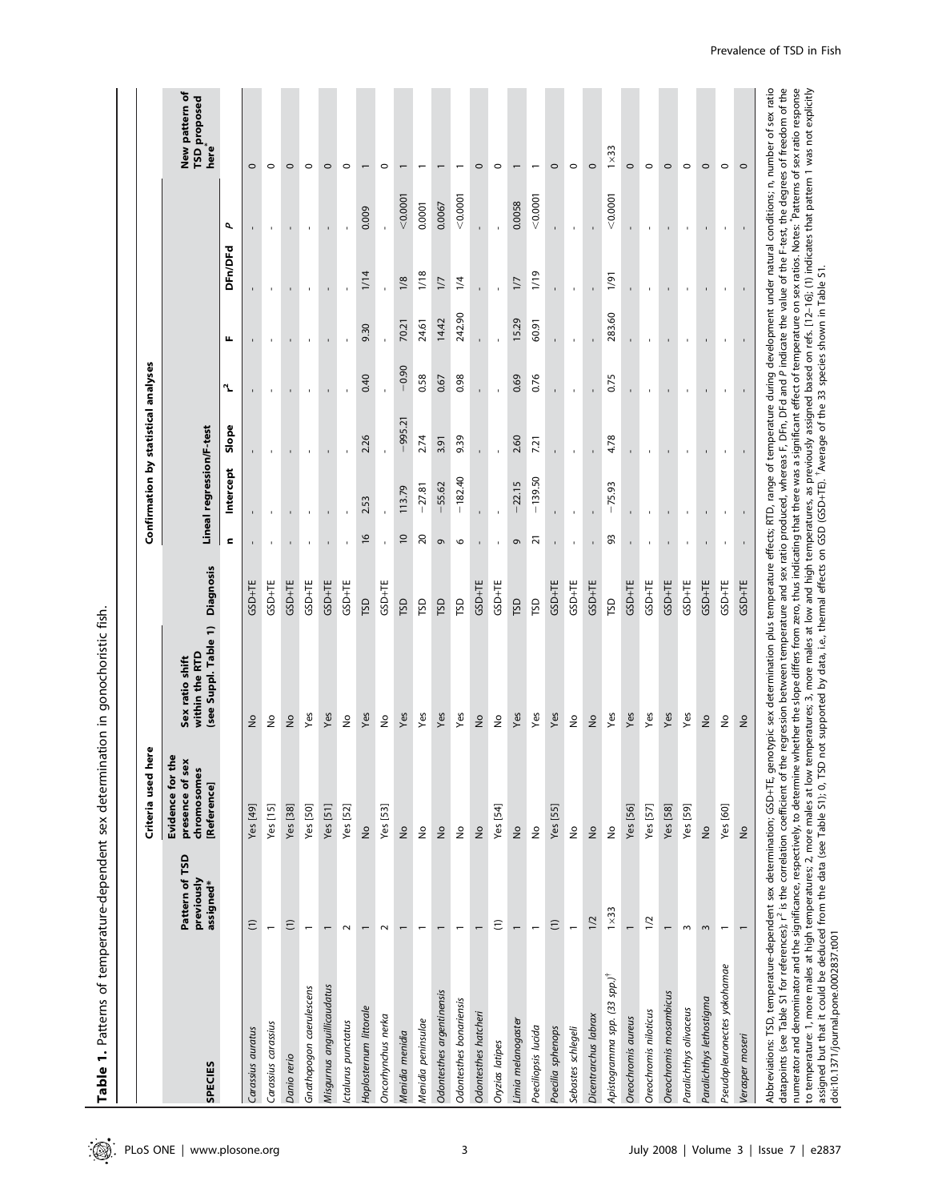**Table 1.** Patterns of temperature-dependent sex determination in gonochoristic fish.

| SPECIES | Pattern of TSD previously assigned* | Criteria used here | | | Confirmation by statistical analyses | | | | | | | | New pattern of TSD proposed here* |
|---|---|---|---|---|---|---|---|---|---|---|---|---|---|
| | | Evidence for the presence of sex chromosomes [Reference] | Sex ratio shift within the RTD (see Suppl. Table 1) | Diagnosis | Lineal regression/F-test | | | | | | | | |
| | | | | | n | Intercept | Slope | $r^2$ | F | DFn/DFd | P | | |
| *Carassius auratus* | (1) | Yes [49] | No | GSD+TE | - | - | - | - | - | - | - | | 0 |
| *Carassius carassius* | 1 | Yes [15] | No | GSD+TE | - | - | - | - | - | - | - | | 0 |
| *Danio rerio* | (1) | Yes [38] | No | GSD+TE | - | - | - | - | - | - | - | | 0 |
| *Gnathopogon caerulescens* | 1 | Yes [50] | Yes | GSD+TE | - | - | - | - | - | - | - | | 0 |
| *Misgurnus anguillicaudatus* | 1 | Yes [51] | Yes | GSD+TE | - | - | - | - | - | - | - | | 0 |
| *Ictalurus punctatus* | 2 | Yes [52] | No | GSD+TE | - | - | - | - | - | - | - | | 0 |
| *Hoplosternum littorale* | 1 | No | Yes | TSD | 16 | 2.53 | 2.26 | 0.40 | 9.30 | 1/14 | 0.009 | | 1 |
| *Oncorhynchus nerka* | 2 | Yes [53] | No | GSD+TE | - | - | - | - | - | - | - | | 0 |
| *Menidia menidia* | 1 | No | Yes | TSD | 10 | 113.79 | −995.21 | −0.90 | 70.21 | 1/8 | <0.0001 | | 1 |
| *Menidia peninsulae* | 1 | No | Yes | TSD | 20 | −27.81 | 2.74 | 0.58 | 24.61 | 1/18 | 0.0001 | | 1 |
| *Odontesthes argentinensis* | 1 | No | Yes | TSD | 9 | −55.62 | 3.91 | 0.67 | 14.42 | 1/7 | 0.0067 | | 1 |
| *Odontesthes bonariensis* | 1 | No | Yes | TSD | 6 | −182.40 | 9.39 | 0.98 | 242.90 | 1/4 | <0.0001 | | 1 |
| *Odontesthes hatcheri* | 1 | No | No | GSD+TE | - | - | - | - | - | - | - | | 0 |
| *Oryzias latipes* | (1) | Yes [54] | No | GSD+TE | - | - | - | - | - | - | - | | 0 |
| *Limia melanogaster* | 1 | No | Yes | TSD | 9 | −22.15 | 2.60 | 0.69 | 15.29 | 1/7 | 0.0058 | | 1 |
| *Poeciliopsis lucida* | 1 | No | Yes | TSD | 21 | −139.50 | 7.21 | 0.76 | 60.91 | 1/19 | <0.0001 | | 1 |
| *Poecilia sphenops* | (1) | Yes [55] | Yes | GSD+TE | - | - | - | - | - | - | - | | 0 |
| *Sebastes schlegeli* | 1 | No | No | GSD+TE | - | - | - | - | - | - | - | | 0 |
| *Dicentrarchus labrax* | 1/2 | No | No | GSD+TE | - | - | - | - | - | - | - | | 0 |
| *Apistogramma* spp. (33 spp.)[†] | 1×33 | No | Yes | TSD | 93 | −75.93 | 4.78 | 0.75 | 283.60 | 1/91 | <0.0001 | | 1×33 |
| *Oreochromis aureus* | 1 | Yes [56] | Yes | GSD+TE | - | - | - | - | - | - | - | | 0 |
| *Oreochromis niloticus* | 1/2 | Yes [57] | Yes | GSD+TE | - | - | - | - | - | - | - | | 0 |
| *Oreochromis mosambicus* | 1 | Yes [58] | Yes | GSD+TE | - | - | - | - | - | - | - | | 0 |
| *Paralichthys olivaceus* | 3 | Yes [59] | Yes | GSD+TE | - | - | - | - | - | - | - | | 0 |
| *Paralichthys lethostigma* | 3 | No | No | GSD+TE | - | - | - | - | - | - | - | | 0 |
| *Pseudopleuronectes yokohamae* | 1 | Yes [60] | No | GSD+TE | - | - | - | - | - | - | - | | 0 |
| *Verasper moseri* | 1 | No | No | GSD+TE | - | - | - | - | - | - | - | | 0 |

Abbreviations: TSD, temperature-dependent sex determination; GSD+TE, genotypic sex determination plus temperature effects; RTD, range of temperature during development under natural conditions; n, number of sex ratio datapoints (see Table S1 for references); $r^2$ is the correlation coefficient of the regression between temperature and sex ratio produced, whereas F, DFn, DFd and P indicate the value of the F-test, the degrees of freedom of the numerator and denominator and the significance, respectively, to determine whether the slope differs from zero, thus indicating that there was a significant effect of temperature on sex ratios. Notes: *Patterns of sex ratio response to temperature: 1, more males at high temperatures; 2, more males at low temperatures; 3, more males at low and high temperatures, as previously assigned based on refs. [12–16]; (1) indicates that pattern 1 was not explicitly assigned but that it could be deduced from the data (see Table S1); 0, TSD not supported by data, i.e., thermal effects on GSD (GSD+TE). †Average of the 33 species shown in Table S1.

doi:10.1371/journal.pone.0002837.t001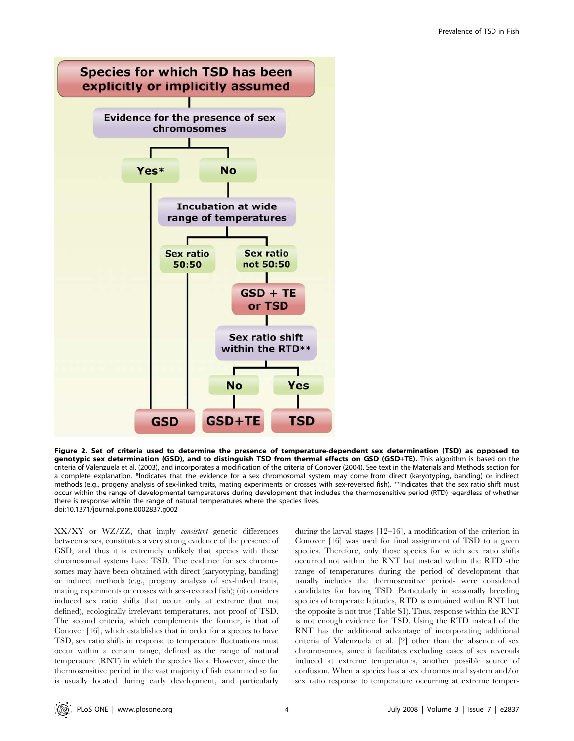**Figure 2. Set of criteria used to determine the presence of temperature-dependent sex determination (TSD) as opposed to genotypic sex determination (GSD), and to distinguish TSD from thermal effects on GSD (GSD+TE).** This algorithm is based on the criteria of Valenzuela et al. (2003), and incorporates a modification of the criteria of Conover (2004). See text in the Materials and Methods section for a complete explanation. *Indicates that the evidence for a sex chromosomal system may come from direct (karyotyping, banding) or indirect methods (e.g., progeny analysis of sex-linked traits, mating experiments or crosses with sex-reversed fish). **Indicates that the sex ratio shift must occur within the range of developmental temperatures during development that includes the thermosensitive period (RTD) regardless of whether there is response within the range of natural temperatures where the species lives.
doi:10.1371/journal.pone.0002837.g002

XX/XY or WZ/ZZ, that imply *consistent* genetic differences between sexes, constitutes a very strong evidence of the presence of GSD, and thus it is extremely unlikely that species with these chromosomal systems have TSD. The evidence for sex chromosomes may have been obtained with direct (karyotyping, banding) or indirect methods (e.g., progeny analysis of sex-linked traits, mating experiments or crosses with sex-reversed fish); (ii) considers induced sex ratio shifts that occur only at extreme (but not defined), ecologically irrelevant temperatures, not proof of TSD. The second criteria, which complements the former, is that of Conover [16], which establishes that in order for a species to have TSD, sex ratio shifts in response to temperature fluctuations must occur within a certain range, defined as the range of natural temperature (RNT) in which the species lives. However, since the thermosensitive period in the vast majority of fish examined so far is usually located during early development, and particularly during the larval stages [12–16], a modification of the criterion in Conover [16] was used for final assignment of TSD to a given species. Therefore, only those species for which sex ratio shifts occurred not within the RNT but instead within the RTD -the range of temperatures during the period of development that usually includes the thermosensitive period- were considered candidates for having TSD. Particularly in seasonally breeding species of temperate latitudes, RTD is contained within RNT but the opposite is not true (Table S1). Thus, response within the RNT is not enough evidence for TSD. Using the RTD instead of the RNT has the additional advantage of incorporating additional criteria of Valenzuela et al. [2] other than the absence of sex chromosomes, since it facilitates excluding cases of sex reversals induced at extreme temperatures, another possible source of confusion. When a species has a sex chromosomal system and/or sex ratio response to temperature occurring at extreme temper-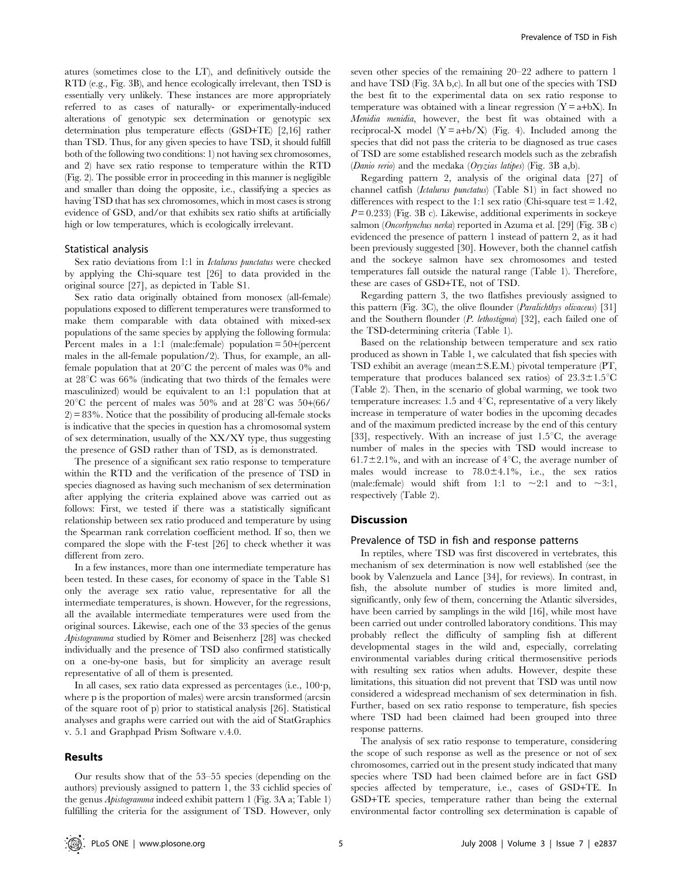atures (sometimes close to the LT), and definitively outside the RTD (e.g., Fig. 3B), and hence ecologically irrelevant, then TSD is essentially very unlikely. These instances are more appropriately referred to as cases of naturally- or experimentally-induced alterations of genotypic sex determination or genotypic sex determination plus temperature effects (GSD+TE) [2,16] rather than TSD. Thus, for any given species to have TSD, it should fulfill both of the following two conditions: 1) not having sex chromosomes, and 2) have sex ratio response to temperature within the RTD (Fig. 2). The possible error in proceeding in this manner is negligible and smaller than doing the opposite, i.e., classifying a species as having TSD that has sex chromosomes, which in most cases is strong evidence of GSD, and/or that exhibits sex ratio shifts at artificially high or low temperatures, which is ecologically irrelevant.

### Statistical analysis

Sex ratio deviations from 1:1 in *Ictalurus punctatus* were checked by applying the Chi-square test [26] to data provided in the original source [27], as depicted in Table S1.

Sex ratio data originally obtained from monosex (all-female) populations exposed to different temperatures were transformed to make them comparable with data obtained with mixed-sex populations of the same species by applying the following formula: Percent males in a 1:1 (male:female) population = 50+(percent males in the all-female population/2). Thus, for example, an all-female population that at 20°C the percent of males was 0% and at 28°C was 66% (indicating that two thirds of the females were masculinized) would be equivalent to an 1:1 population that at 20°C the percent of males was 50% and at 28°C was 50+(66/2) = 83%. Notice that the possibility of producing all-female stocks is indicative that the species in question has a chromosomal system of sex determination, usually of the XX/XY type, thus suggesting the presence of GSD rather than of TSD, as is demonstrated.

The presence of a significant sex ratio response to temperature within the RTD and the verification of the presence of TSD in species diagnosed as having such mechanism of sex determination after applying the criteria explained above was carried out as follows: First, we tested if there was a statistically significant relationship between sex ratio produced and temperature by using the Spearman rank correlation coefficient method. If so, then we compared the slope with the F-test [26] to check whether it was different from zero.

In a few instances, more than one intermediate temperature has been tested. In these cases, for economy of space in the Table S1 only the average sex ratio value, representative for all the intermediate temperatures, is shown. However, for the regressions, all the available intermediate temperatures were used from the original sources. Likewise, each one of the 33 species of the genus *Apistogramma* studied by Römer and Beisenherz [28] was checked individually and the presence of TSD also confirmed statistically on a one-by-one basis, but for simplicity an average result representative of all of them is presented.

In all cases, sex ratio data expressed as percentages (i.e., $100 \cdot p$, where p is the proportion of males) were arcsin transformed (arcsin of the square root of p) prior to statistical analysis [26]. Statistical analyses and graphs were carried out with the aid of StatGraphics v. 5.1 and Graphpad Prism Software v.4.0.

## Results

Our results show that of the 53–55 species (depending on the authors) previously assigned to pattern 1, the 33 cichlid species of the genus *Apistogramma* indeed exhibit pattern 1 (Fig. 3A a; Table 1) fulfilling the criteria for the assignment of TSD. However, only seven other species of the remaining 20–22 adhere to pattern 1 and have TSD (Fig. 3A b,c). In all but one of the species with TSD the best fit to the experimental data on sex ratio response to temperature was obtained with a linear regression ($Y = a+bX$). In *Menidia menidia*, however, the best fit was obtained with a reciprocal-X model ($Y = a+b/X$) (Fig. 4). Included among the species that did not pass the criteria to be diagnosed as true cases of TSD are some established research models such as the zebrafish (*Danio rerio*) and the medaka (*Oryzias latipes*) (Fig. 3B a,b).

Regarding pattern 2, analysis of the original data [27] of channel catfish (*Ictalurus punctatus*) (Table S1) in fact showed no differences with respect to the 1:1 sex ratio (Chi-square test = 1.42, $P = 0.233$) (Fig. 3B c). Likewise, additional experiments in sockeye salmon (*Oncorhynchus nerka*) reported in Azuma et al. [29] (Fig. 3B c) evidenced the presence of pattern 1 instead of pattern 2, as it had been previously suggested [30]. However, both the channel catfish and the sockeye salmon have sex chromosomes and tested temperatures fall outside the natural range (Table 1). Therefore, these are cases of GSD+TE, not of TSD.

Regarding pattern 3, the two flatfishes previously assigned to this pattern (Fig. 3C), the olive flounder (*Paralichthys olivaceus*) [31] and the Southern flounder (*P. lethostigma*) [32], each failed one of the TSD-determining criteria (Table 1).

Based on the relationship between temperature and sex ratio produced as shown in Table 1, we calculated that fish species with TSD exhibit an average (mean±S.E.M.) pivotal temperature (PT, temperature that produces balanced sex ratios) of 23.3±1.5°C (Table 2). Then, in the scenario of global warming, we took two temperature increases: 1.5 and 4°C, representative of a very likely increase in temperature of water bodies in the upcoming decades and of the maximum predicted increase by the end of this century [33], respectively. With an increase of just 1.5°C, the average number of males in the species with TSD would increase to 61.7±2.1%, and with an increase of 4°C, the average number of males would increase to 78.0±4.1%, i.e., the sex ratios (male:female) would shift from 1:1 to ~2:1 and to ~3:1, respectively (Table 2).

## Discussion

### Prevalence of TSD in fish and response patterns

In reptiles, where TSD was first discovered in vertebrates, this mechanism of sex determination is now well established (see the book by Valenzuela and Lance [34], for reviews). In contrast, in fish, the absolute number of studies is more limited and, significantly, only few of them, concerning the Atlantic silversides, have been carried by samplings in the wild [16], while most have been carried out under controlled laboratory conditions. This may probably reflect the difficulty of sampling fish at different developmental stages in the wild and, especially, correlating environmental variables during critical thermosensitive periods with resulting sex ratios when adults. However, despite these limitations, this situation did not prevent that TSD was until now considered a widespread mechanism of sex determination in fish. Further, based on sex ratio response to temperature, fish species where TSD had been claimed had been grouped into three response patterns.

The analysis of sex ratio response to temperature, considering the scope of such response as well as the presence or not of sex chromosomes, carried out in the present study indicated that many species where TSD had been claimed before are in fact GSD species affected by temperature, i.e., cases of GSD+TE. In GSD+TE species, temperature rather than being the external environmental factor controlling sex determination is capable of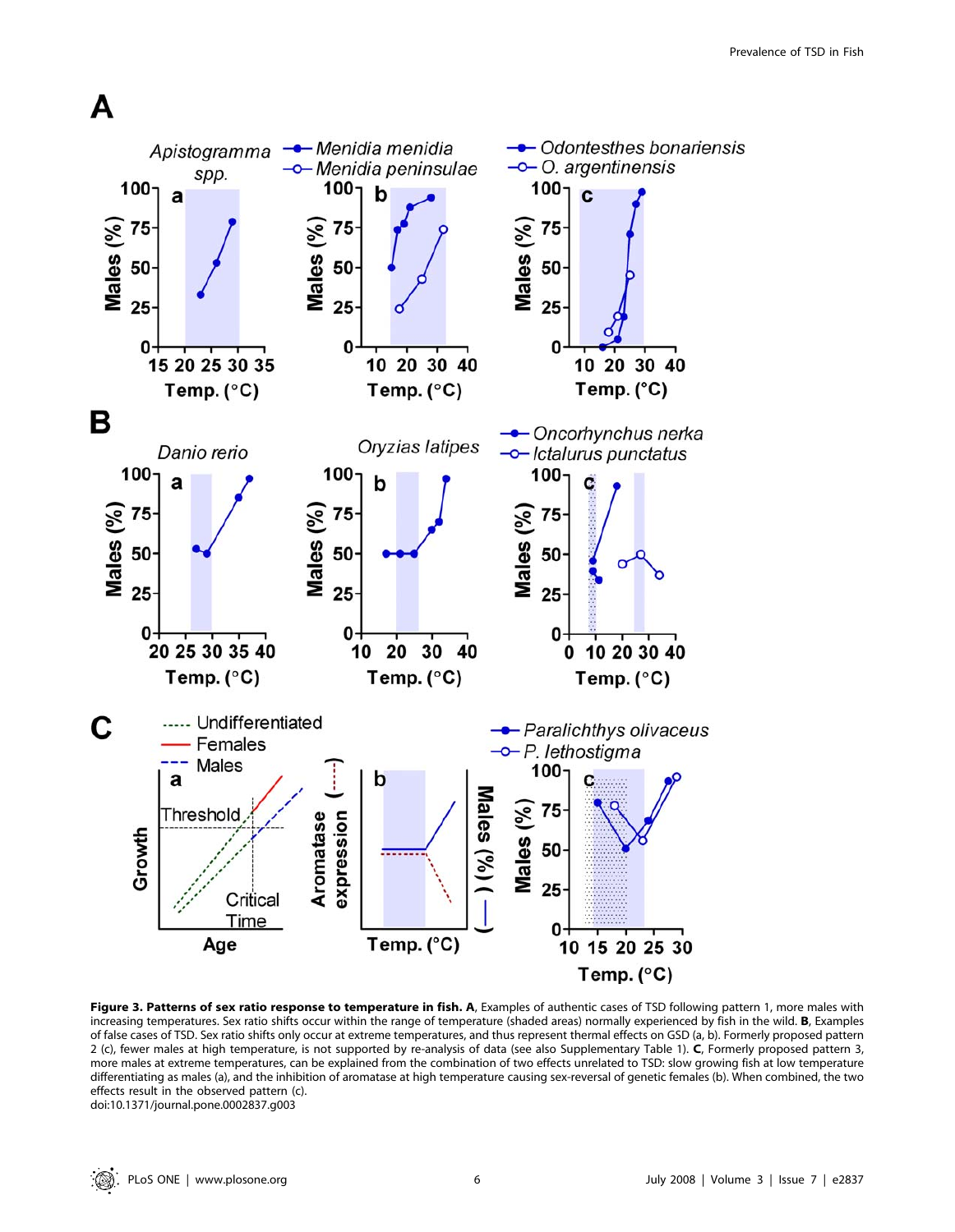**Figure 3. Patterns of sex ratio response to temperature in fish. A**, Examples of authentic cases of TSD following pattern 1, more males with increasing temperatures. Sex ratio shifts occur within the range of temperature (shaded areas) normally experienced by fish in the wild. **B**, Examples of false cases of TSD. Sex ratio shifts only occur at extreme temperatures, and thus represent thermal effects on GSD (a, b). Formerly proposed pattern 2 (c), fewer males at high temperature, is not supported by re-analysis of data (see also Supplementary Table 1). **C**, Formerly proposed pattern 3, more males at extreme temperatures, can be explained from the combination of two effects unrelated to TSD: slow growing fish at low temperature differentiating as males (a), and the inhibition of aromatase at high temperature causing sex-reversal of genetic females (b). When combined, the two effects result in the observed pattern (c).

doi:10.1371/journal.pone.0002837.g003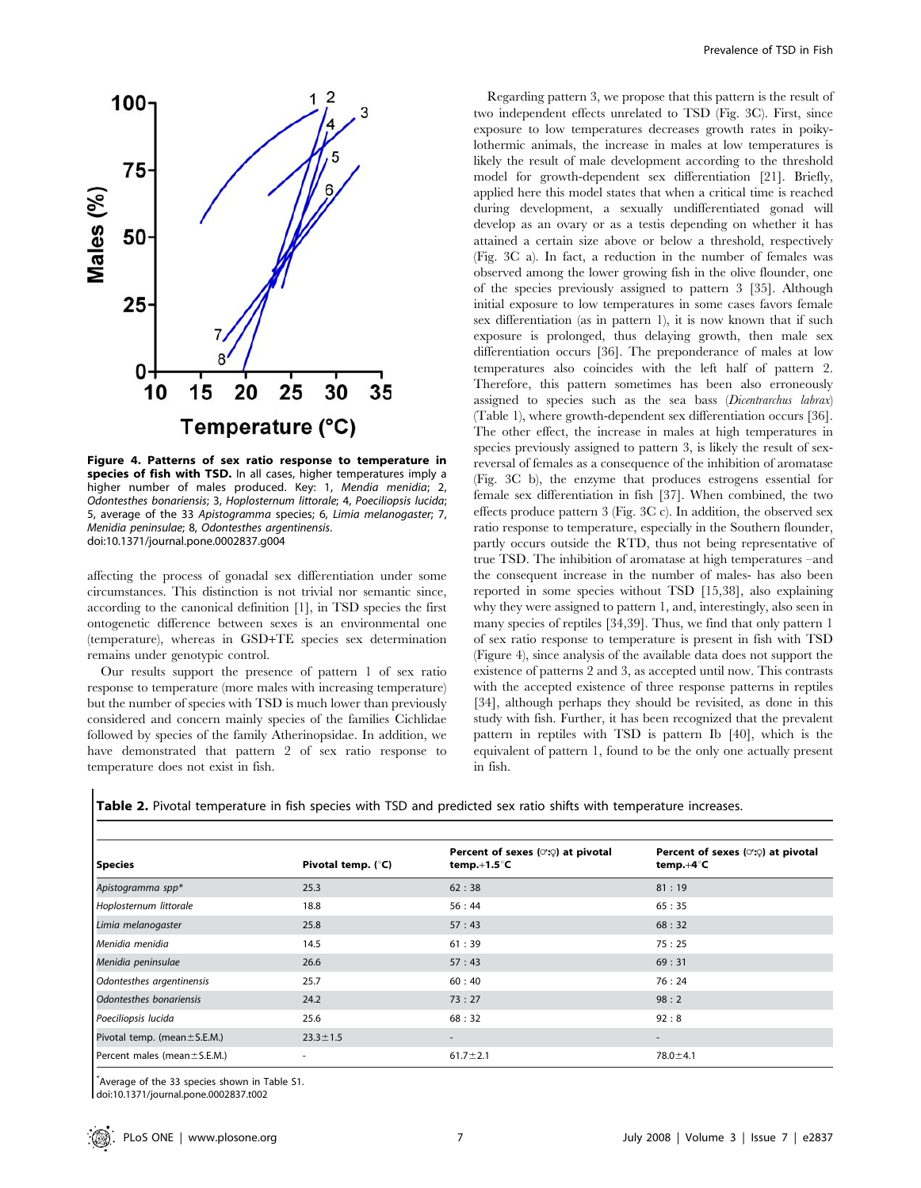**Figure 4. Patterns of sex ratio response to temperature in species of fish with TSD.** In all cases, higher temperatures imply a higher number of males produced. Key: 1, *Mendia menidia*; 2, *Odontesthes bonariensis*; 3, *Hoplosternum littorale*; 4, *Poeciliopsis lucida*; 5, average of the 33 *Apistogramma* species; 6, *Limia melanogaster*; 7, *Menidia peninsulae*; 8, *Odontesthes argentinensis*.
doi:10.1371/journal.pone.0002837.g004

affecting the process of gonadal sex differentiation under some circumstances. This distinction is not trivial nor semantic since, according to the canonical definition [1], in TSD species the first ontogenetic difference between sexes is an environmental one (temperature), whereas in GSD+TE species sex determination remains under genotypic control.

Our results support the presence of pattern 1 of sex ratio response to temperature (more males with increasing temperature) but the number of species with TSD is much lower than previously considered and concern mainly species of the families Cichlidae followed by species of the family Atherinopsidae. In addition, we have demonstrated that pattern 2 of sex ratio response to temperature does not exist in fish.

Regarding pattern 3, we propose that this pattern is the result of two independent effects unrelated to TSD (Fig. 3C). First, since exposure to low temperatures decreases growth rates in poikylothermic animals, the increase in males at low temperatures is likely the result of male development according to the threshold model for growth-dependent sex differentiation [21]. Briefly, applied here this model states that when a critical time is reached during development, a sexually undifferentiated gonad will develop as an ovary or as a testis depending on whether it has attained a certain size above or below a threshold, respectively (Fig. 3C a). In fact, a reduction in the number of females was observed among the lower growing fish in the olive flounder, one of the species previously assigned to pattern 3 [35]. Although initial exposure to low temperatures in some cases favors female sex differentiation (as in pattern 1), it is now known that if such exposure is prolonged, thus delaying growth, then male sex differentiation occurs [36]. The preponderance of males at low temperatures also coincides with the left half of pattern 2. Therefore, this pattern sometimes has been also erroneously assigned to species such as the sea bass (*Dicentrarchus labrax*) (Table 1), where growth-dependent sex differentiation occurs [36]. The other effect, the increase in males at high temperatures in species previously assigned to pattern 3, is likely the result of sex-reversal of females as a consequence of the inhibition of aromatase (Fig. 3C b), the enzyme that produces estrogens essential for female sex differentiation in fish [37]. When combined, the two effects produce pattern 3 (Fig. 3C c). In addition, the observed sex ratio response to temperature, especially in the Southern flounder, partly occurs outside the RTD, thus not being representative of true TSD. The inhibition of aromatase at high temperatures –and the consequent increase in the number of males- has also been reported in some species without TSD [15,38], also explaining why they were assigned to pattern 1, and, interestingly, also seen in many species of reptiles [34,39]. Thus, we find that only pattern 1 of sex ratio response to temperature is present in fish with TSD (Figure 4), since analysis of the available data does not support the existence of patterns 2 and 3, as accepted until now. This contrasts with the accepted existence of three response patterns in reptiles [34], although perhaps they should be revisited, as done in this study with fish. Further, it has been recognized that the prevalent pattern in reptiles with TSD is pattern Ib [40], which is the equivalent of pattern 1, found to be the only one actually present in fish.

**Table 2.** Pivotal temperature in fish species with TSD and predicted sex ratio shifts with temperature increases.

| Species | Pivotal temp. (°C) | Percent of sexes (♂:♀) at pivotal temp.+1.5°C | Percent of sexes (♂:♀) at pivotal temp.+4°C |
|---|---|---|---|
| *Apistogramma spp*\* | 25.3 | 62 : 38 | 81 : 19 |
| *Hoplosternum littorale* | 18.8 | 56 : 44 | 65 : 35 |
| *Limia melanogaster* | 25.8 | 57 : 43 | 68 : 32 |
| *Menidia menidia* | 14.5 | 61 : 39 | 75 : 25 |
| *Menidia peninsulae* | 26.6 | 57 : 43 | 69 : 31 |
| *Odontesthes argentinensis* | 25.7 | 60 : 40 | 76 : 24 |
| *Odontesthes bonariensis* | 24.2 | 73 : 27 | 98 : 2 |
| *Poeciliopsis lucida* | 25.6 | 68 : 32 | 92 : 8 |
| Pivotal temp. (mean±S.E.M.) | 23.3±1.5 | - | - |
| Percent males (mean±S.E.M.) | - | 61.7±2.1 | 78.0±4.1 |

\*Average of the 33 species shown in Table S1.
doi:10.1371/journal.pone.0002837.t002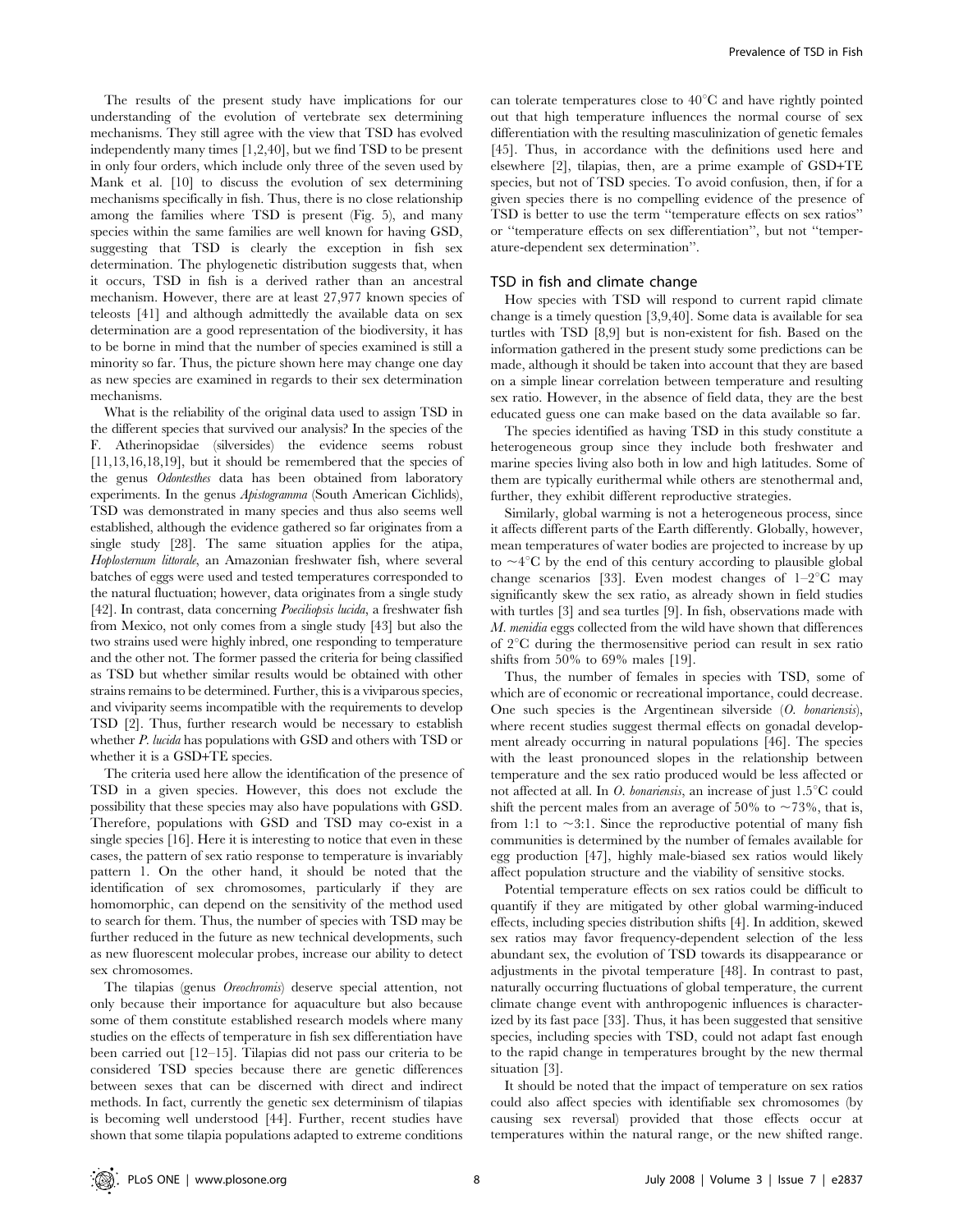The results of the present study have implications for our understanding of the evolution of vertebrate sex determining mechanisms. They still agree with the view that TSD has evolved independently many times [1,2,40], but we find TSD to be present in only four orders, which include only three of the seven used by Mank et al. [10] to discuss the evolution of sex determining mechanisms specifically in fish. Thus, there is no close relationship among the families where TSD is present (Fig. 5), and many species within the same families are well known for having GSD, suggesting that TSD is clearly the exception in fish sex determination. The phylogenetic distribution suggests that, when it occurs, TSD in fish is a derived rather than an ancestral mechanism. However, there are at least 27,977 known species of teleosts [41] and although admittedly the available data on sex determination are a good representation of the biodiversity, it has to be borne in mind that the number of species examined is still a minority so far. Thus, the picture shown here may change one day as new species are examined in regards to their sex determination mechanisms.

What is the reliability of the original data used to assign TSD in the different species that survived our analysis? In the species of the F. Atherinopsidae (silversides) the evidence seems robust [11,13,16,18,19], but it should be remembered that the species of the genus *Odontesthes* data has been obtained from laboratory experiments. In the genus *Apistogramma* (South American Cichlids), TSD was demonstrated in many species and thus also seems well established, although the evidence gathered so far originates from a single study [28]. The same situation applies for the atipa, *Hoplosternum littorale*, an Amazonian freshwater fish, where several batches of eggs were used and tested temperatures corresponded to the natural fluctuation; however, data originates from a single study [42]. In contrast, data concerning *Poeciliopsis lucida*, a freshwater fish from Mexico, not only comes from a single study [43] but also the two strains used were highly inbred, one responding to temperature and the other not. The former passed the criteria for being classified as TSD but whether similar results would be obtained with other strains remains to be determined. Further, this is a viviparous species, and viviparity seems incompatible with the requirements to develop TSD [2]. Thus, further research would be necessary to establish whether *P. lucida* has populations with GSD and others with TSD or whether it is a GSD+TE species.

The criteria used here allow the identification of the presence of TSD in a given species. However, this does not exclude the possibility that these species may also have populations with GSD. Therefore, populations with GSD and TSD may co-exist in a single species [16]. Here it is interesting to notice that even in these cases, the pattern of sex ratio response to temperature is invariably pattern 1. On the other hand, it should be noted that the identification of sex chromosomes, particularly if they are homomorphic, can depend on the sensitivity of the method used to search for them. Thus, the number of species with TSD may be further reduced in the future as new technical developments, such as new fluorescent molecular probes, increase our ability to detect sex chromosomes.

The tilapias (genus *Oreochromis*) deserve special attention, not only because their importance for aquaculture but also because some of them constitute established research models where many studies on the effects of temperature in fish sex differentiation have been carried out [12–15]. Tilapias did not pass our criteria to be considered TSD species because there are genetic differences between sexes that can be discerned with direct and indirect methods. In fact, currently the genetic sex determinism of tilapias is becoming well understood [44]. Further, recent studies have shown that some tilapia populations adapted to extreme conditions can tolerate temperatures close to 40°C and have rightly pointed out that high temperature influences the normal course of sex differentiation with the resulting masculinization of genetic females [45]. Thus, in accordance with the definitions used here and elsewhere [2], tilapias, then, are a prime example of GSD+TE species, but not of TSD species. To avoid confusion, then, if for a given species there is no compelling evidence of the presence of TSD is better to use the term "temperature effects on sex ratios" or "temperature effects on sex differentiation", but not "temperature-dependent sex determination".

## TSD in fish and climate change

How species with TSD will respond to current rapid climate change is a timely question [3,9,40]. Some data is available for sea turtles with TSD [8,9] but is non-existent for fish. Based on the information gathered in the present study some predictions can be made, although it should be taken into account that they are based on a simple linear correlation between temperature and resulting sex ratio. However, in the absence of field data, they are the best educated guess one can make based on the data available so far.

The species identified as having TSD in this study constitute a heterogeneous group since they include both freshwater and marine species living also both in low and high latitudes. Some of them are typically eurithermal while others are stenothermal and, further, they exhibit different reproductive strategies.

Similarly, global warming is not a heterogeneous process, since it affects different parts of the Earth differently. Globally, however, mean temperatures of water bodies are projected to increase by up to ~4°C by the end of this century according to plausible global change scenarios [33]. Even modest changes of 1–2°C may significantly skew the sex ratio, as already shown in field studies with turtles [3] and sea turtles [9]. In fish, observations made with *M. menidia* eggs collected from the wild have shown that differences of 2°C during the thermosensitive period can result in sex ratio shifts from 50% to 69% males [19].

Thus, the number of females in species with TSD, some of which are of economic or recreational importance, could decrease. One such species is the Argentinean silverside (*O. bonariensis*), where recent studies suggest thermal effects on gonadal development already occurring in natural populations [46]. The species with the least pronounced slopes in the relationship between temperature and the sex ratio produced would be less affected or not affected at all. In *O. bonariensis*, an increase of just 1.5°C could shift the percent males from an average of 50% to ~73%, that is, from 1:1 to ~3:1. Since the reproductive potential of many fish communities is determined by the number of females available for egg production [47], highly male-biased sex ratios would likely affect population structure and the viability of sensitive stocks.

Potential temperature effects on sex ratios could be difficult to quantify if they are mitigated by other global warming-induced effects, including species distribution shifts [4]. In addition, skewed sex ratios may favor frequency-dependent selection of the less abundant sex, the evolution of TSD towards its disappearance or adjustments in the pivotal temperature [48]. In contrast to past, naturally occurring fluctuations of global temperature, the current climate change event with anthropogenic influences is characterized by its fast pace [33]. Thus, it has been suggested that sensitive species, including species with TSD, could not adapt fast enough to the rapid change in temperatures brought by the new thermal situation [3].

It should be noted that the impact of temperature on sex ratios could also affect species with identifiable sex chromosomes (by causing sex reversal) provided that those effects occur at temperatures within the natural range, or the new shifted range.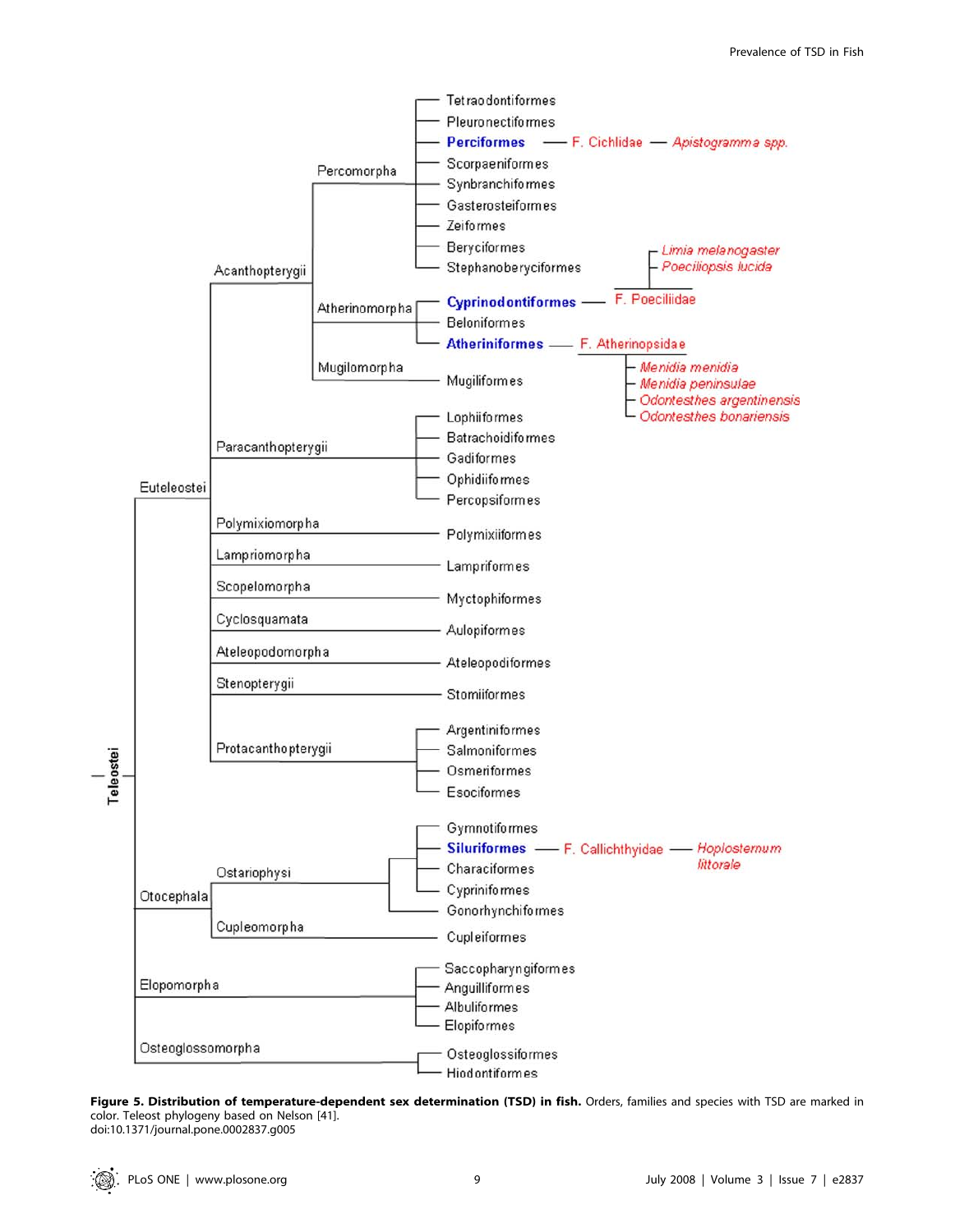**Figure 5. Distribution of temperature-dependent sex determination (TSD) in fish.** Orders, families and species with TSD are marked in color. Teleost phylogeny based on Nelson [41].
doi:10.1371/journal.pone.0002837.g005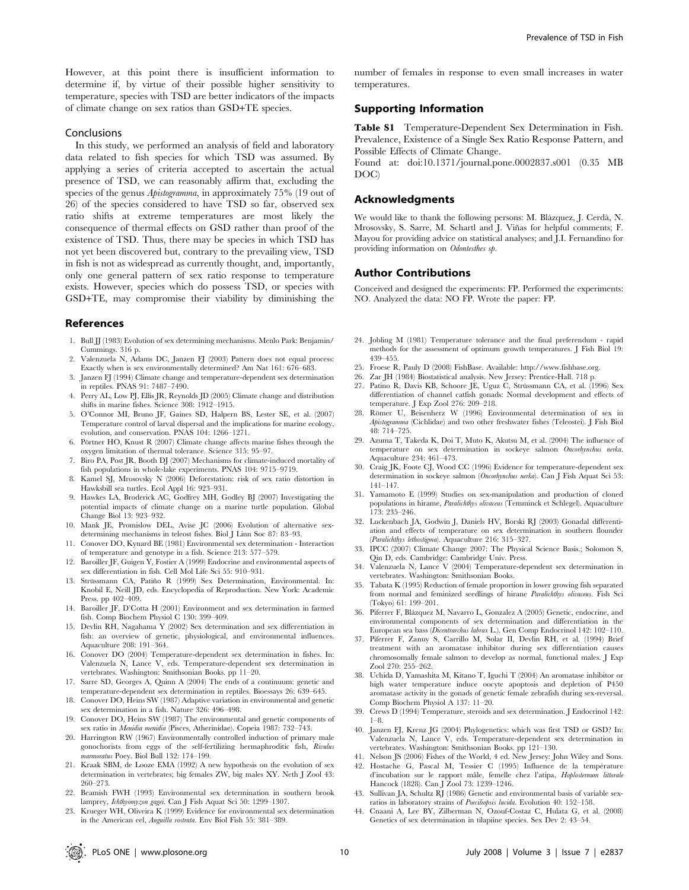However, at this point there is insufficient information to determine if, by virtue of their possible higher sensitivity to temperature, species with TSD are better indicators of the impacts of climate change on sex ratios than GSD+TE species.

### Conclusions

In this study, we performed an analysis of field and laboratory data related to fish species for which TSD was assumed. By applying a series of criteria accepted to ascertain the actual presence of TSD, we can reasonably affirm that, excluding the species of the genus *Apistogramma*, in approximately 75% (19 out of 26) of the species considered to have TSD so far, observed sex ratio shifts at extreme temperatures are most likely the consequence of thermal effects on GSD rather than proof of the existence of TSD. Thus, there may be species in which TSD has not yet been discovered but, contrary to the prevailing view, TSD in fish is not as widespread as currently thought, and, importantly, only one general pattern of sex ratio response to temperature exists. However, species which do possess TSD, or species with GSD+TE, may compromise their viability by diminishing the number of females in response to even small increases in water temperatures.

## Supporting Information

**Table S1** Temperature-Dependent Sex Determination in Fish. Prevalence, Existence of a Single Sex Ratio Response Pattern, and Possible Effects of Climate Change.
Found at: doi:10.1371/journal.pone.0002837.s001 (0.35 MB DOC)

## Acknowledgments

We would like to thank the following persons: M. Blázquez, J. Cerdà, N. Mrosovsky, S. Sarre, M. Schartl and J. Viñas for helpful comments; F. Mayou for providing advice on statistical analyses; and J.I. Fernandino for providing information on *Odontesthes sp*.

## Author Contributions

Conceived and designed the experiments: FP. Performed the experiments: NO. Analyzed the data: NO FP. Wrote the paper: FP.

## References

1. Bull JJ (1983) Evolution of sex determining mechanisms. Menlo Park: Benjamin/Cummings. 316 p.
2. Valenzuela N, Adams DC, Janzen FJ (2003) Pattern does not equal process: Exactly when is sex environmentally determined? Am Nat 161: 676–683.
3. Janzen FJ (1994) Climate change and temperature-dependent sex determination in reptiles. PNAS 91: 7487–7490.
4. Perry AL, Low PJ, Ellis JR, Reynolds JD (2005) Climate change and distribution shifts in marine fishes. Science 308: 1912–1915.
5. O'Connor MI, Bruno JF, Gaines SD, Halpern BS, Lester SE, et al. (2007) Temperature control of larval dispersal and the implications for marine ecology, evolution, and conservation. PNAS 104: 1266–1271.
6. Pörtner HO, Knust R (2007) Climate change affects marine fishes through the oxygen limitation of thermal tolerance. Science 315: 95–97.
7. Biro PA, Post JR, Booth DJ (2007) Mechanisms for climate-induced mortality of fish populations in whole-lake experiments. PNAS 104: 9715–9719.
8. Kamel SJ, Mrosovsky N (2006) Deforestation: risk of sex ratio distortion in Hawksbill sea turtles. Ecol Appl 16: 923–931.
9. Hawkes LA, Broderick AC, Godfrey MH, Godley BJ (2007) Investigating the potential impacts of climate change on a marine turtle population. Global Change Biol 13: 923–932.
10. Mank JE, Promislow DEL, Avise JC (2006) Evolution of alternative sex-determining mechanisms in teleost fishes. Biol J Linn Soc 87: 83–93.
11. Conover DO, Kynard BE (1981) Environmental sex determination - Interaction of temperature and genotype in a fish. Science 213: 577–579.
12. Baroiller JF, Guigen Y, Fostier A (1999) Endocrine and environmental aspects of sex differentiation in fish. Cell Mol Life Sci 55: 910–931.
13. Strüssmann CA, Patiño R (1999) Sex Determination, Environmental. In: Knobil E, Neill JD, eds. Encyclopedia of Reproduction. New York: Academic Press. pp 402–409.
14. Baroiller JF, D'Cotta H (2001) Environment and sex determination in farmed fish. Comp Biochem Physiol C 130: 399–409.
15. Devlin RH, Nagahama Y (2002) Sex determination and sex differentiation in fish: an overview of genetic, physiological, and environmental influences. Aquaculture 208: 191–364.
16. Conover DO (2004) Temperature-dependent sex determination in fishes. In: Valenzuela N, Lance V, eds. Temperature-dependent sex determination in vertebrates. Washington: Smithsonian Books. pp 11–20.
17. Sarre SD, Georges A, Quinn A (2004) The ends of a continuum: genetic and temperature-dependent sex determination in reptiles. Bioessays 26: 639–645.
18. Conover DO, Heins SW (1987) Adaptive variation in environmental and genetic sex determination in a fish. Nature 326: 496–498.
19. Conover DO, Heins SW (1987) The environmental and genetic components of sex ratio in *Menidia menidia* (Pisces, Atherinidae). Copeia 1987: 732–743.
20. Harrington RW (1967) Environmentally controlled induction of primary male gonochorists from eggs of the self-fertilizing hermaphroditic fish, *Rivulus marmoratus* Poey. Biol Bull 132: 174–199.
21. Kraak SBM, de Looze EMA (1992) A new hypothesis on the evolution of sex determination in vertebrates; big females ZW, big males XY. Neth J Zool 43: 260–273.
22. Beamish FWH (1993) Environmental sex determination in southern brook lamprey, *Ichthyomyzon gagei*. Can J Fish Aquat Sci 50: 1299–1307.
23. Krueger WH, Oliveira K (1999) Evidence for environmental sex determination in the American eel, *Anguilla rostrata*. Env Biol Fish 55: 381–389.
24. Jobling M (1981) Temperature tolerance and the final preferendum - rapid methods for the assessment of optimum growth temperatures. J Fish Biol 19: 439–455.
25. Froese R, Pauly D (2008) FishBase. Available: http://www.fishbase.org.
26. Zar JH (1984) Biostatistical analysis. New Jersey: Prentice-Hall. 718 p.
27. Patino R, Davis KB, Schoore JE, Uguz C, Strüssmann CA, et al. (1996) Sex differentiation of channel catfish gonads: Normal development and effects of temperature. J Exp Zool 276: 209–218.
28. Römer U, Beisenherz W (1996) Environmental determination of sex in *Apistogramma* (Cichlidae) and two other freshwater fishes (Teleostei). J Fish Biol 48: 714–725.
29. Azuma T, Takeda K, Doi T, Muto K, Akutsu M, et al. (2004) The influence of temperature on sex determination in sockeye salmon *Oncorhynchus nerka*. Aquaculture 234: 461–473.
30. Craig JK, Foote CJ, Wood CC (1996) Evidence for temperature-dependent sex determination in sockeye salmon (*Oncorhynchus nerka*). Can J Fish Aquat Sci 53: 141–147.
31. Yamamoto E (1999) Studies on sex-manipulation and production of cloned populations in hirame, *Paralichthys olivaceus* (Temminck et Schlegel). Aquaculture 173: 235–246.
32. Luckenbach JA, Godwin J, Daniels HV, Borski RJ (2003) Gonadal differentiation and effects of temperature on sex determination in southern flounder (*Paralichthys lethostigma*). Aquaculture 216: 315–327.
33. IPCC (2007) Climate Change 2007: The Physical Science Basis.; Solomon S, Qin D, eds. Cambridge: Cambridge Univ. Press.
34. Valenzuela N, Lance V (2004) Temperature-dependent sex determination in vertebrates. Washington: Smithsonian Books.
35. Tabata K (1995) Reduction of female proportion in lower growing fish separated from normal and feminized seedlings of hirane *Paralichthys olivaceus*. Fish Sci (Tokyo) 61: 199–201.
36. Piferrer F, Blázquez M, Navarro L, Gonzalez A (2005) Genetic, endocrine, and environmental components of sex determination and differentiation in the European sea bass (*Dicentrarchus labrax* L.). Gen Comp Endocrinol 142: 102–110.
37. Piferrer F, Zanuy S, Carrillo M, Solar II, Devlin RH, et al. (1994) Brief treatment with an aromatase inhibitor during sex differentiation causes chromosomally female salmon to develop as normal, functional males. J Exp Zool 270: 255–262.
38. Uchida D, Yamashita M, Kitano T, Iguchi T (2004) An aromatase inhibitor or high water temperature induce oocyte apoptosis and depletion of P450 aromatase activity in the gonads of genetic female zebrafish during sex-reversal. Comp Biochem Physiol A 137: 11–20.
39. Crews D (1994) Temperature, steroids and sex determination. J Endocrinol 142: 1–8.
40. Janzen FJ, Krenz JG (2004) Phylogenetics: which was first TSD or GSD? In: Valenzuela N, Lance V, eds. Temperature-dependent sex determination in vertebrates. Washington: Smithsonian Books. pp 121–130.
41. Nelson JS (2006) Fishes of the World, 4 ed. New Jersey: John Wiley and Sons.
42. Hostache G, Pascal M, Tessier C (1995) Influence de la température d'incubation sur le rapport mâle, femelle chez l'atipa, *Hoplosternum littorale* Hancock (1828). Can J Zool 73: 1239–1246.
43. Sullivan JA, Schultz RJ (1986) Genetic and environmental basis of variable sex-ratios in laboratory strains of *Poeciliopsis lucida*. Evolution 40: 152–158.
44. Cnaani A, Lee BY, Zilberman N, Ozouf-Costaz C, Hulata G, et al. (2008) Genetics of sex determination in tilapiine species. Sex Dev 2: 43–54.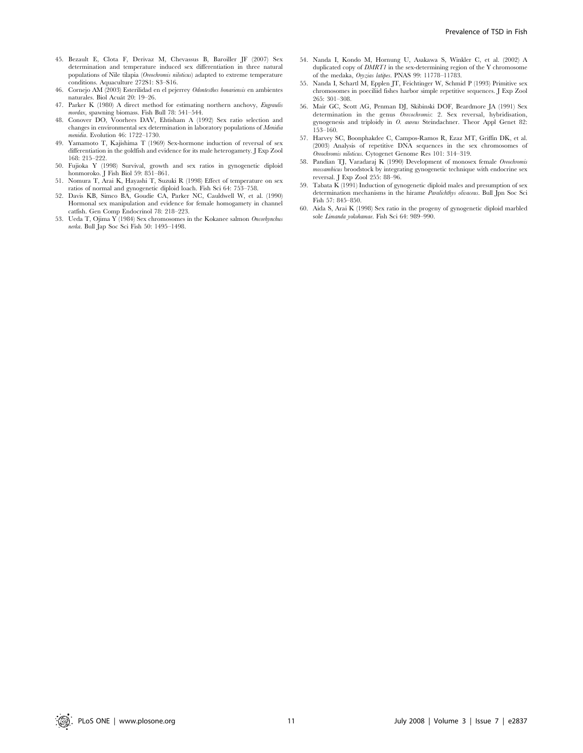45. Bezault E, Clota F, Derivaz M, Chevassus B, Baroiller JF (2007) Sex determination and temperature induced sex differentiation in three natural populations of Nile tilapia (*Oreochromis niloticus*) adapted to extreme temperature conditions. Aquaculture 272S1: S3–S16.
46. Cornejo AM (2003) Esterilidad en el pejerrey *Odontesthes bonariensis* en ambientes naturales. Biol Acuát 20: 19–26.
47. Parker K (1980) A direct method for estimating northern anchovy, *Engraulis mordax*, spawning biomass. Fish Bull 78: 541–544.
48. Conover DO, Voorhees DAV, Ehtisham A (1992) Sex ratio selection and changes in environmental sex determination in laboratory populations of *Menidia menidia*. Evolution 46: 1722–1730.
49. Yamamoto T, Kajishima T (1969) Sex-hormone induction of reversal of sex differentiation in the goldfish and evidence for its male heterogamety. J Exp Zool 168: 215–222.
50. Fujioka Y (1998) Survival, growth and sex ratios in gynogenetic diploid honmoroko. J Fish Biol 59: 851–861.
51. Nomura T, Arai K, Hayashi T, Suzuki R (1998) Effect of temperature on sex ratios of normal and gynogenetic diploid loach. Fish Sci 64: 753–758.
52. Davis KB, Simco BA, Goudie CA, Parker NC, Cauldwell W, et al. (1990) Hormonal sex manipulation and evidence for female homogamety in channel catfish. Gen Comp Endocrinol 78: 218–223.
53. Ueda T, Ojima Y (1984) Sex chromosomes in the Kokanee salmon *Oncorhynchus nerka*. Bull Jap Soc Sci Fish 50: 1495–1498.
54. Nanda I, Kondo M, Hornung U, Asakawa S, Winkler C, et al. (2002) A duplicated copy of *DMRT1* in the sex-determining region of the Y chromosome of the medaka, *Oryzias latipes*. PNAS 99: 11778–11783.
55. Nanda I, Schartl M, Epplen JT, Feichtinger W, Schmid P (1993) Primitive sex chromosomes in poeciliid fishes harbor simple repetitive sequences. J Exp Zool 265: 301–308.
56. Mair GC, Scott AG, Penman DJ, Skibinski DOF, Beardmore JA (1991) Sex determination in the genus *Orecochromis*: 2. Sex reversal, hybridisation, gynogenesis and triploidy in *O. aureus* Steindachner. Theor Appl Genet 82: 153–160.
57. Harvey SC, Boonphakdee C, Campos-Ramos R, Ezaz MT, Griffin DK, et al. (2003) Analysis of repetitive DNA sequences in the sex chromosomes of *Oreochromis niloticus*. Cytogenet Genome Res 101: 314–319.
58. Pandian TJ, Varadaraj K (1990) Development of monosex female *Oreochromis mossambicus* broodstock by integrating gynogenetic technique with endocrine sex reversal. J Exp Zool 255: 88–96.
59. Tabata K (1991) Induction of gynogenetic diploid males and presumption of sex determination mechanisms in the hirame *Paralichthys olivaceus*. Bull Jpn Soc Sci Fish 57: 845–850.
60. Aida S, Arai K (1998) Sex ratio in the progeny of gynogenetic diploid marbled sole *Limanda yokohamae*. Fish Sci 64: 989–990.